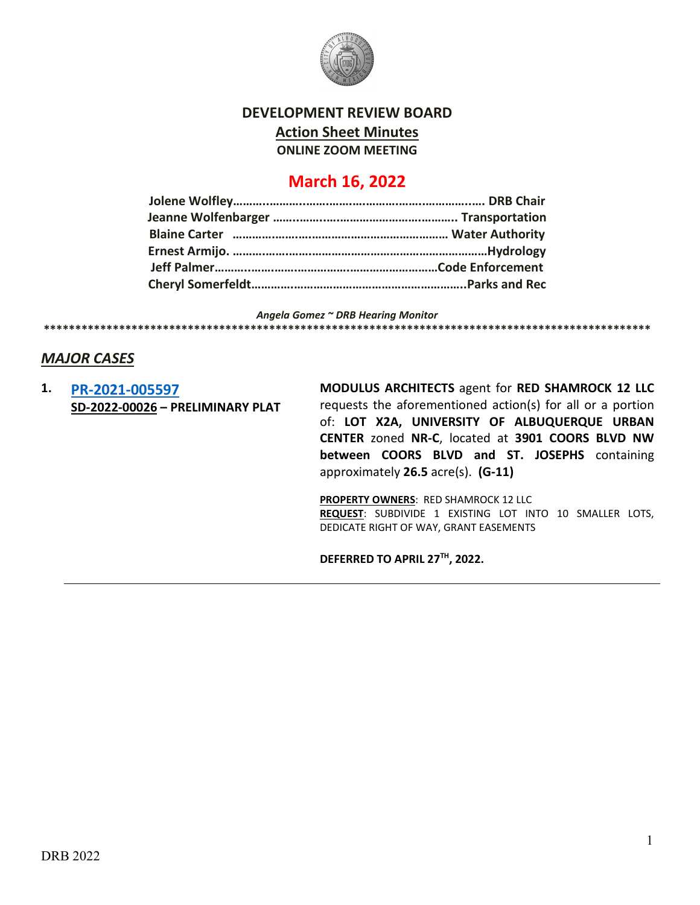# DEVELOPMENT REVIEW BOARD

## Action Sheet Minutes

**ONLINE ZOOM MEETING**

## March 16, 2022

**Jolene Wolfley……….…………..……….……….………….……………..…. DRB Chair**
**Jeanne Wolfenbarger ……..……..……………………………………….. Transportation**
**Blaine Carter ……………….………………………………………… Water Authority**
**Ernest Armijo. ……………………………………………………………………Hydrology**
**Jeff Palmer…………..………..………………………………………Code Enforcement**
**Cheryl Somerfeldt……………..……………………………………………..Parks and Rec**

*Angela Gomez ~ DRB Hearing Monitor*

****************************************************************************************************

## *MAJOR CASES*

**1. PR-2021-005597**
**SD-2022-00026 – PRELIMINARY PLAT**

**MODULUS ARCHITECTS** agent for **RED SHAMROCK 12 LLC** requests the aforementioned action(s) for all or a portion of: **LOT X2A, UNIVERSITY OF ALBUQUERQUE URBAN CENTER** zoned **NR-C**, located at **3901 COORS BLVD NW between COORS BLVD and ST. JOSEPHS** containing approximately **26.5** acre(s). **(G-11)**

**PROPERTY OWNERS**: RED SHAMROCK 12 LLC
**REQUEST**: SUBDIVIDE 1 EXISTING LOT INTO 10 SMALLER LOTS, DEDICATE RIGHT OF WAY, GRANT EASEMENTS

**DEFERRED TO APRIL 27TH, 2022.**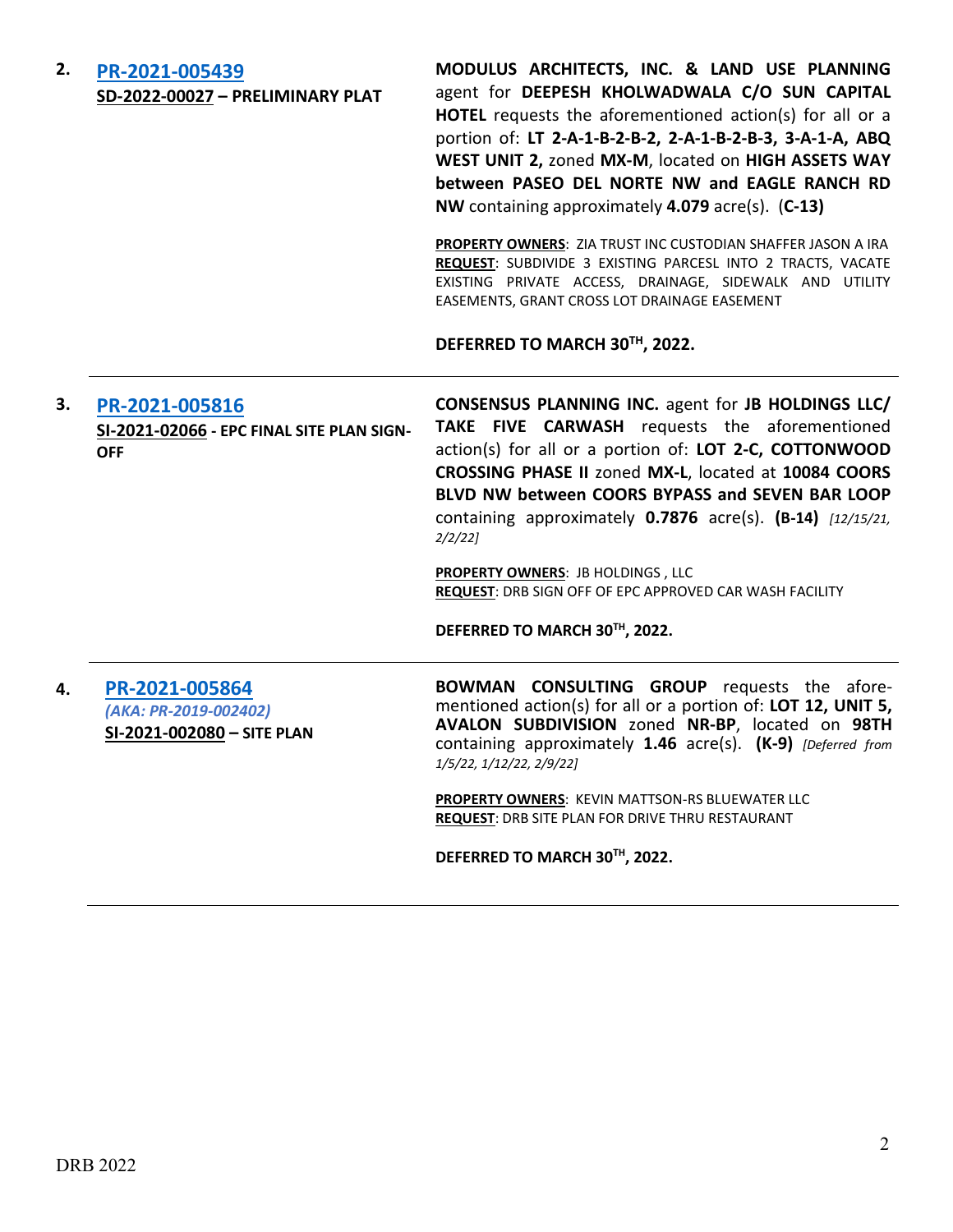2. **[PR-2021-005439](#)**
**SD-2022-00027 – PRELIMINARY PLAT**

**MODULUS ARCHITECTS, INC. & LAND USE PLANNING** agent for **DEEPESH KHOLWADWALA C/O SUN CAPITAL HOTEL** requests the aforementioned action(s) for all or a portion of: **LT 2-A-1-B-2-B-2, 2-A-1-B-2-B-3, 3-A-1-A, ABQ WEST UNIT 2,** zoned **MX-M**, located on **HIGH ASSETS WAY between PASEO DEL NORTE NW and EAGLE RANCH RD NW** containing approximately **4.079** acre(s). (**C-13)**

**PROPERTY OWNERS**: ZIA TRUST INC CUSTODIAN SHAFFER JASON A IRA
**REQUEST**: SUBDIVIDE 3 EXISTING PARCESL INTO 2 TRACTS, VACATE EXISTING PRIVATE ACCESS, DRAINAGE, SIDEWALK AND UTILITY EASEMENTS, GRANT CROSS LOT DRAINAGE EASEMENT

**DEFERRED TO MARCH 30TH, 2022.**

---

3. **[PR-2021-005816](#)**
**SI-2021-02066 - EPC FINAL SITE PLAN SIGN-OFF**

**CONSENSUS PLANNING INC.** agent for **JB HOLDINGS LLC/ TAKE FIVE CARWASH** requests the aforementioned action(s) for all or a portion of: **LOT 2-C, COTTONWOOD CROSSING PHASE II** zoned **MX-L**, located at **10084 COORS BLVD NW between COORS BYPASS and SEVEN BAR LOOP** containing approximately **0.7876** acre(s). **(B-14)** *[12/15/21, 2/2/22]*

**PROPERTY OWNERS**: JB HOLDINGS , LLC
**REQUEST**: DRB SIGN OFF OF EPC APPROVED CAR WASH FACILITY

**DEFERRED TO MARCH 30TH, 2022.**

---

4. **[PR-2021-005864](#)**
*(AKA: PR-2019-002402)*
**SI-2021-002080 – SITE PLAN**

**BOWMAN CONSULTING GROUP** requests the aforementioned action(s) for all or a portion of: **LOT 12, UNIT 5, AVALON SUBDIVISION** zoned **NR-BP**, located on **98TH** containing approximately **1.46** acre(s). **(K-9)** *[Deferred from 1/5/22, 1/12/22, 2/9/22]*

**PROPERTY OWNERS**: KEVIN MATTSON-RS BLUEWATER LLC
**REQUEST**: DRB SITE PLAN FOR DRIVE THRU RESTAURANT

**DEFERRED TO MARCH 30TH, 2022.**

---

DRB 2022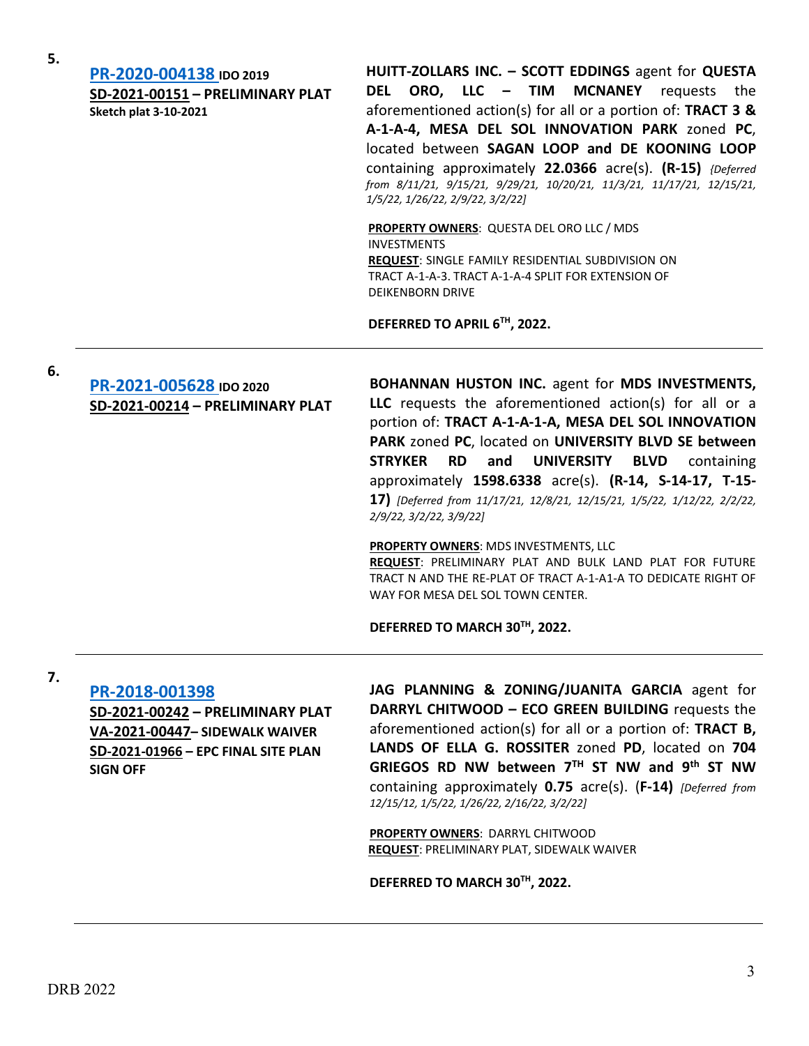**5.**

**PR-2020-004138** **IDO 2019**
**SD-2021-00151 – PRELIMINARY PLAT**
**Sketch plat 3-10-2021**

**HUITT-ZOLLARS INC. – SCOTT EDDINGS** agent for **QUESTA DEL ORO, LLC – TIM MCNANEY** requests the aforementioned action(s) for all or a portion of: **TRACT 3 & A-1-A-4, MESA DEL SOL INNOVATION PARK** zoned **PC**, located between **SAGAN LOOP and DE KOONING LOOP** containing approximately **22.0366** acre(s). **(R-15)** *{Deferred from 8/11/21, 9/15/21, 9/29/21, 10/20/21, 11/3/21, 11/17/21, 12/15/21, 1/5/22, 1/26/22, 2/9/22, 3/2/22]*

**PROPERTY OWNERS**: QUESTA DEL ORO LLC / MDS INVESTMENTS
**REQUEST**: SINGLE FAMILY RESIDENTIAL SUBDIVISION ON TRACT A-1-A-3. TRACT A-1-A-4 SPLIT FOR EXTENSION OF DEIKENBORN DRIVE

**DEFERRED TO APRIL 6TH, 2022.**

---

**6.**

**PR-2021-005628** **IDO 2020**
**SD-2021-00214 – PRELIMINARY PLAT**

**BOHANNAN HUSTON INC.** agent for **MDS INVESTMENTS, LLC** requests the aforementioned action(s) for all or a portion of: **TRACT A-1-A-1-A, MESA DEL SOL INNOVATION PARK** zoned **PC**, located on **UNIVERSITY BLVD SE between STRYKER RD and UNIVERSITY BLVD** containing approximately **1598.6338** acre(s). **(R-14, S-14-17, T-15-17)** *[Deferred from 11/17/21, 12/8/21, 12/15/21, 1/5/22, 1/12/22, 2/2/22, 2/9/22, 3/2/22, 3/9/22]*

**PROPERTY OWNERS**: MDS INVESTMENTS, LLC
**REQUEST**: PRELIMINARY PLAT AND BULK LAND PLAT FOR FUTURE TRACT N AND THE RE-PLAT OF TRACT A-1-A1-A TO DEDICATE RIGHT OF WAY FOR MESA DEL SOL TOWN CENTER.

**DEFERRED TO MARCH 30TH, 2022.**

---

**7.**

**PR-2018-001398**
**SD-2021-00242 – PRELIMINARY PLAT**
**VA-2021-00447– SIDEWALK WAIVER**
**SD-2021-01966 – EPC FINAL SITE PLAN SIGN OFF**

**JAG PLANNING & ZONING/JUANITA GARCIA** agent for **DARRYL CHITWOOD – ECO GREEN BUILDING** requests the aforementioned action(s) for all or a portion of: **TRACT B, LANDS OF ELLA G. ROSSITER** zoned **PD**, located on **704 GRIEGOS RD NW between 7TH ST NW and 9th ST NW** containing approximately **0.75** acre(s). (**F-14)** *[Deferred from 12/15/12, 1/5/22, 1/26/22, 2/16/22, 3/2/22]*

**PROPERTY OWNERS**: DARRYL CHITWOOD
**REQUEST**: PRELIMINARY PLAT, SIDEWALK WAIVER

**DEFERRED TO MARCH 30TH, 2022.**

---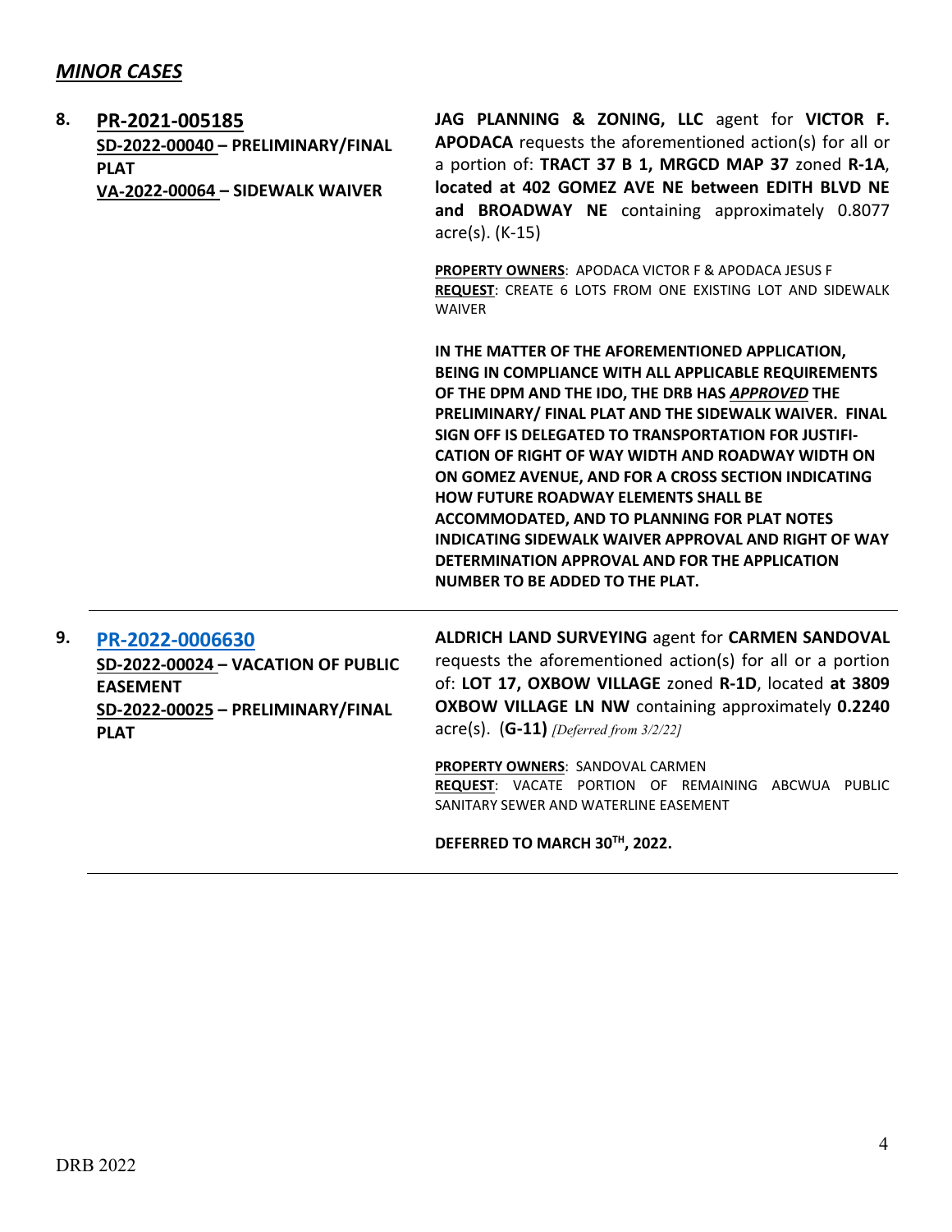## ***MINOR CASES***

**8. PR-2021-005185**
**SD-2022-00040 – PRELIMINARY/FINAL PLAT**
**VA-2022-00064 – SIDEWALK WAIVER**

**JAG PLANNING & ZONING, LLC** agent for **VICTOR F. APODACA** requests the aforementioned action(s) for all or a portion of: **TRACT 37 B 1, MRGCD MAP 37** zoned **R-1A**, **located at 402 GOMEZ AVE NE between EDITH BLVD NE and BROADWAY NE** containing approximately 0.8077 acre(s). (K-15)

**PROPERTY OWNERS**: APODACA VICTOR F & APODACA JESUS F
**REQUEST**: CREATE 6 LOTS FROM ONE EXISTING LOT AND SIDEWALK WAIVER

**IN THE MATTER OF THE AFOREMENTIONED APPLICATION, BEING IN COMPLIANCE WITH ALL APPLICABLE REQUIREMENTS OF THE DPM AND THE IDO, THE DRB HAS *APPROVED* THE PRELIMINARY/ FINAL PLAT AND THE SIDEWALK WAIVER. FINAL SIGN OFF IS DELEGATED TO TRANSPORTATION FOR JUSTIFICATION OF RIGHT OF WAY WIDTH AND ROADWAY WIDTH ON ON GOMEZ AVENUE, AND FOR A CROSS SECTION INDICATING HOW FUTURE ROADWAY ELEMENTS SHALL BE ACCOMMODATED, AND TO PLANNING FOR PLAT NOTES INDICATING SIDEWALK WAIVER APPROVAL AND RIGHT OF WAY DETERMINATION APPROVAL AND FOR THE APPLICATION NUMBER TO BE ADDED TO THE PLAT.**

---

**9. PR-2022-0006630**
**SD-2022-00024 – VACATION OF PUBLIC EASEMENT**
**SD-2022-00025 – PRELIMINARY/FINAL PLAT**

**ALDRICH LAND SURVEYING** agent for **CARMEN SANDOVAL** requests the aforementioned action(s) for all or a portion of: **LOT 17, OXBOW VILLAGE** zoned **R-1D**, located **at 3809 OXBOW VILLAGE LN NW** containing approximately **0.2240** acre(s). (**G-11)** *[Deferred from 3/2/22]*

**PROPERTY OWNERS**: SANDOVAL CARMEN
**REQUEST**: VACATE PORTION OF REMAINING ABCWUA PUBLIC SANITARY SEWER AND WATERLINE EASEMENT

**DEFERRED TO MARCH 30TH, 2022.**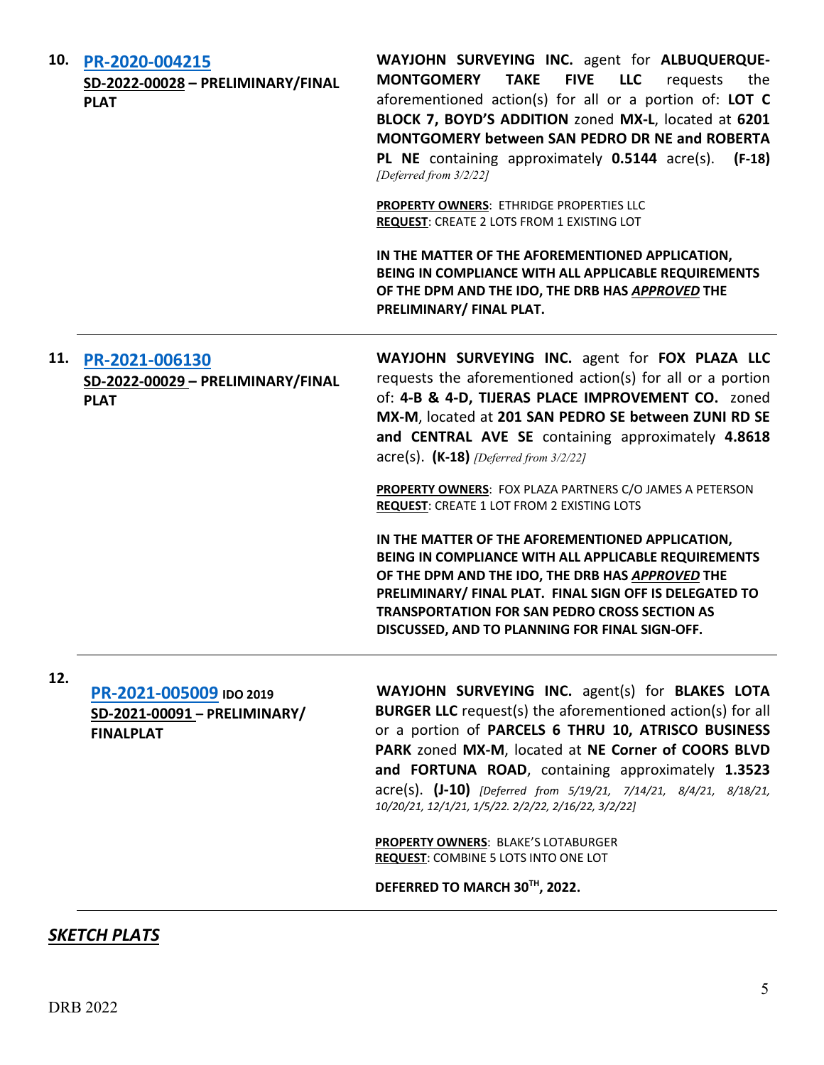**10. PR-2020-004215**
**SD-2022-00028 – PRELIMINARY/FINAL PLAT**

**WAYJOHN SURVEYING INC.** agent for **ALBUQUERQUE-MONTGOMERY TAKE FIVE LLC** requests the aforementioned action(s) for all or a portion of: **LOT C BLOCK 7, BOYD'S ADDITION** zoned **MX-L**, located at **6201 MONTGOMERY between SAN PEDRO DR NE and ROBERTA PL NE** containing approximately **0.5144** acre(s). **(F-18)** *[Deferred from 3/2/22]*

**PROPERTY OWNERS**: ETHRIDGE PROPERTIES LLC
**REQUEST**: CREATE 2 LOTS FROM 1 EXISTING LOT

**IN THE MATTER OF THE AFOREMENTIONED APPLICATION, BEING IN COMPLIANCE WITH ALL APPLICABLE REQUIREMENTS OF THE DPM AND THE IDO, THE DRB HAS *APPROVED* THE PRELIMINARY/ FINAL PLAT.**

---

**11. PR-2021-006130**
**SD-2022-00029 – PRELIMINARY/FINAL PLAT**

**WAYJOHN SURVEYING INC.** agent for **FOX PLAZA LLC** requests the aforementioned action(s) for all or a portion of: **4-B & 4-D, TIJERAS PLACE IMPROVEMENT CO.** zoned **MX-M**, located at **201 SAN PEDRO SE between ZUNI RD SE and CENTRAL AVE SE** containing approximately **4.8618** acre(s). **(K-18)** *[Deferred from 3/2/22]*

**PROPERTY OWNERS**: FOX PLAZA PARTNERS C/O JAMES A PETERSON
**REQUEST**: CREATE 1 LOT FROM 2 EXISTING LOTS

**IN THE MATTER OF THE AFOREMENTIONED APPLICATION, BEING IN COMPLIANCE WITH ALL APPLICABLE REQUIREMENTS OF THE DPM AND THE IDO, THE DRB HAS *APPROVED* THE PRELIMINARY/ FINAL PLAT. FINAL SIGN OFF IS DELEGATED TO TRANSPORTATION FOR SAN PEDRO CROSS SECTION AS DISCUSSED, AND TO PLANNING FOR FINAL SIGN-OFF.**

---

**12. PR-2021-005009 IDO 2019**
**SD-2021-00091 – PRELIMINARY/ FINALPLAT**

**WAYJOHN SURVEYING INC.** agent(s) for **BLAKES LOTA BURGER LLC** request(s) the aforementioned action(s) for all or a portion of **PARCELS 6 THRU 10, ATRISCO BUSINESS PARK** zoned **MX-M**, located at **NE Corner of COORS BLVD and FORTUNA ROAD**, containing approximately **1.3523** acre(s). **(J-10)** *[Deferred from 5/19/21, 7/14/21, 8/4/21, 8/18/21, 10/20/21, 12/1/21, 1/5/22. 2/2/22, 2/16/22, 3/2/22]*

**PROPERTY OWNERS**: BLAKE'S LOTABURGER
**REQUEST**: COMBINE 5 LOTS INTO ONE LOT

**DEFERRED TO MARCH 30TH, 2022.**

---

## *SKETCH PLATS*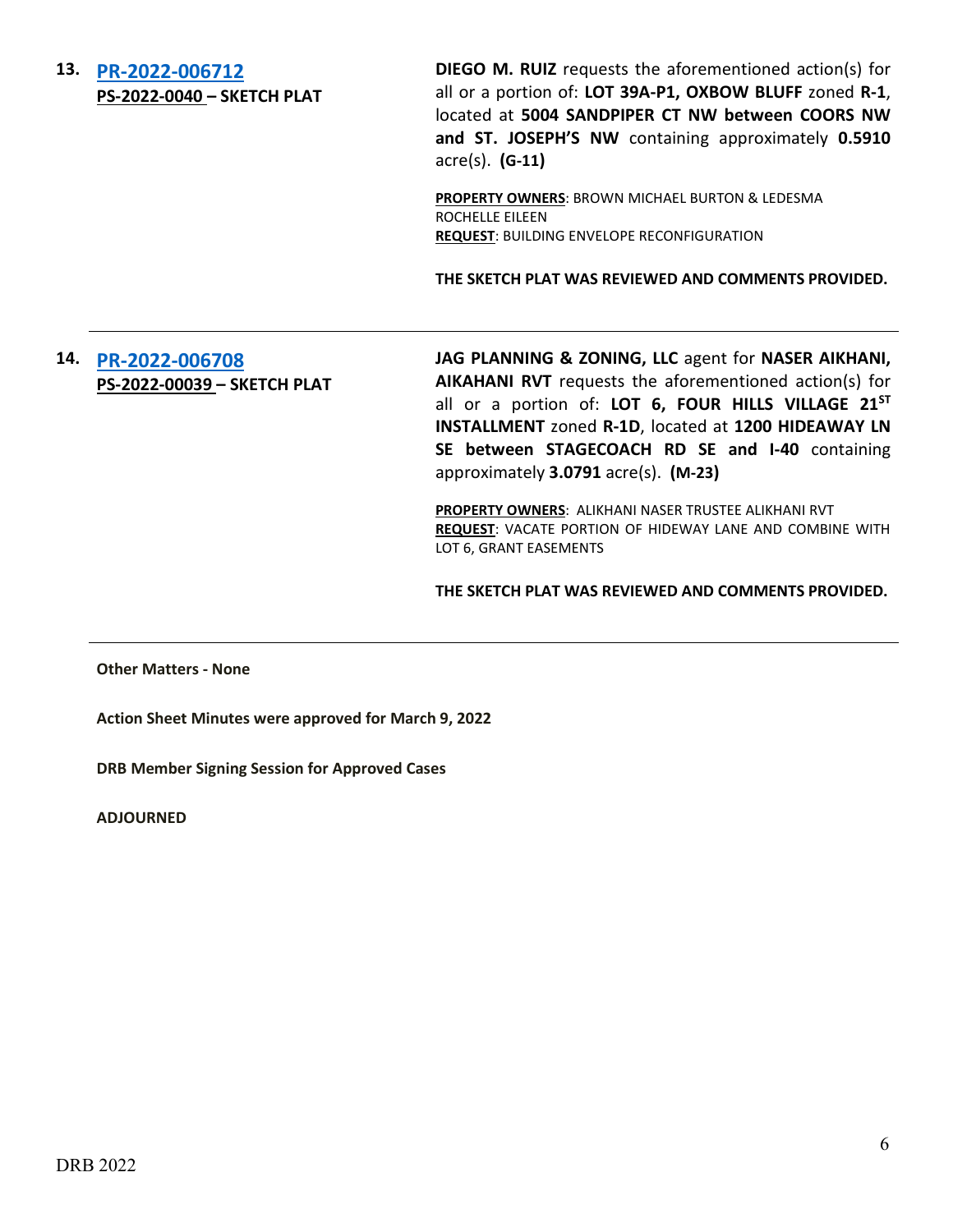**13.** **PR-2022-006712**
**PS-2022-0040 – SKETCH PLAT**

**DIEGO M. RUIZ** requests the aforementioned action(s) for all or a portion of: **LOT 39A-P1, OXBOW BLUFF** zoned **R-1**, located at **5004 SANDPIPER CT NW between COORS NW and ST. JOSEPH'S NW** containing approximately **0.5910** acre(s). **(G-11)**

**PROPERTY OWNERS**: BROWN MICHAEL BURTON & LEDESMA ROCHELLE EILEEN
**REQUEST**: BUILDING ENVELOPE RECONFIGURATION

**THE SKETCH PLAT WAS REVIEWED AND COMMENTS PROVIDED.**

---

**14.** **PR-2022-006708**
**PS-2022-00039 – SKETCH PLAT**

**JAG PLANNING & ZONING, LLC** agent for **NASER AIKHANI, AIKAHANI RVT** requests the aforementioned action(s) for all or a portion of: **LOT 6, FOUR HILLS VILLAGE 21ST INSTALLMENT** zoned **R-1D**, located at **1200 HIDEAWAY LN SE between STAGECOACH RD SE and I-40** containing approximately **3.0791** acre(s). **(M-23)**

**PROPERTY OWNERS**: ALIKHANI NASER TRUSTEE ALIKHANI RVT
**REQUEST**: VACATE PORTION OF HIDEWAY LANE AND COMBINE WITH LOT 6, GRANT EASEMENTS

**THE SKETCH PLAT WAS REVIEWED AND COMMENTS PROVIDED.**

---

**Other Matters - None**

**Action Sheet Minutes were approved for March 9, 2022**

**DRB Member Signing Session for Approved Cases**

**ADJOURNED**